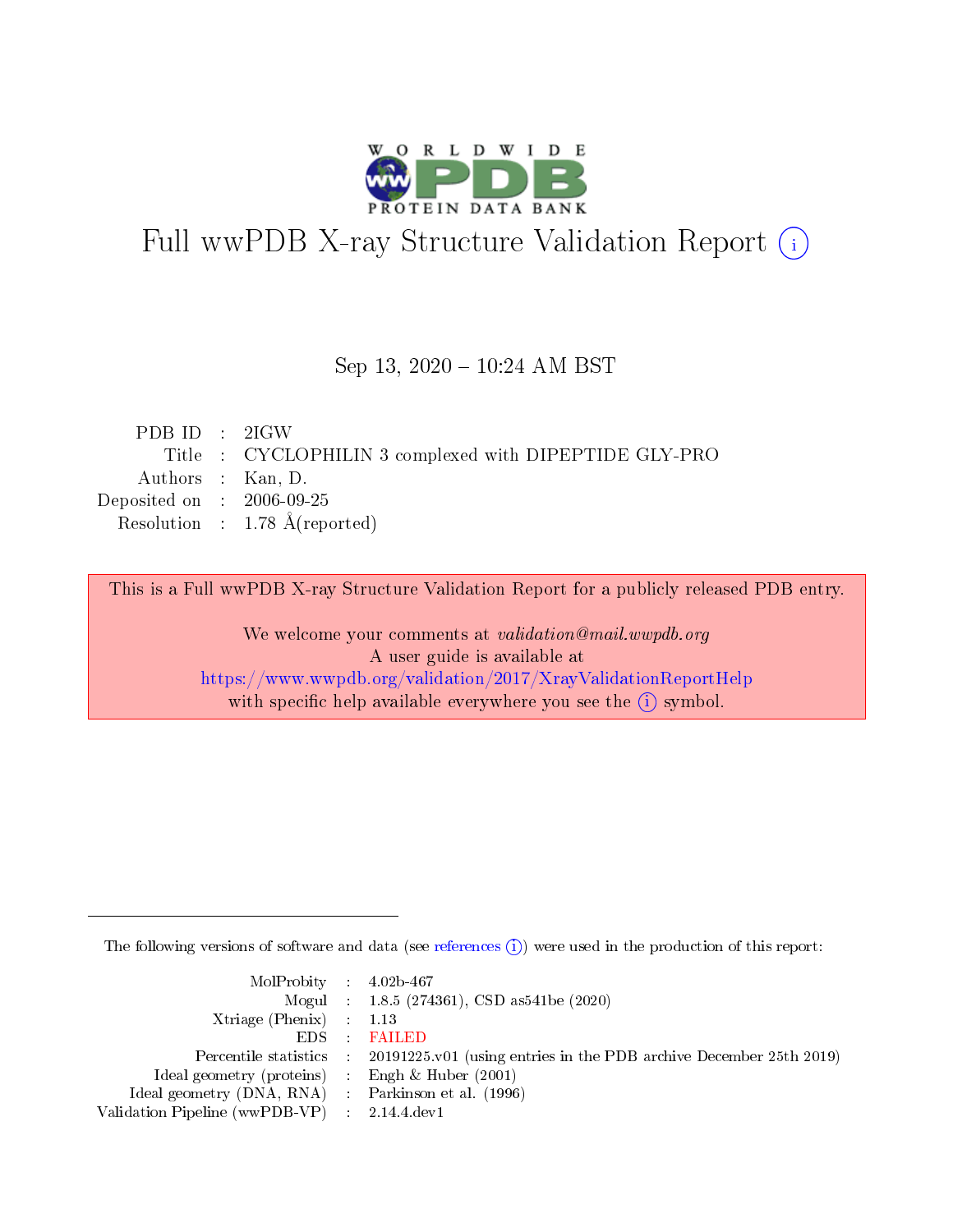# Full wwPDB X-ray Structure Validation Report (i)

Sep 13, 2020 – 10:24 AM BST

| | | |
|---|---|---|
| PDB ID | : | 2IGW |
| Title | : | CYCLOPHILIN 3 complexed with DIPEPTIDE GLY-PRO |
| Authors | : | Kan, D. |
| Deposited on | : | 2006-09-25 |
| Resolution | : | 1.78 Å(reported) |

This is a Full wwPDB X-ray Structure Validation Report for a publicly released PDB entry.

We welcome your comments at *validation@mail.wwpdb.org*
A user guide is available at
https://www.wwpdb.org/validation/2017/XrayValidationReportHelp
with specific help available everywhere you see the (i) symbol.

The following versions of software and data (see references (i)) were used in the production of this report:

| | | |
|---|---|---|
| MolProbity | : | 4.02b-467 |
| Mogul | : | 1.8.5 (274361), CSD as541be (2020) |
| Xtriage (Phenix) | : | 1.13 |
| EDS | : | FAILED |
| Percentile statistics | : | 20191225.v01 (using entries in the PDB archive December 25th 2019) |
| Ideal geometry (proteins) | : | Engh & Huber (2001) |
| Ideal geometry (DNA, RNA) | : | Parkinson et al. (1996) |
| Validation Pipeline (wwPDB-VP) | : | 2.14.4.dev1 |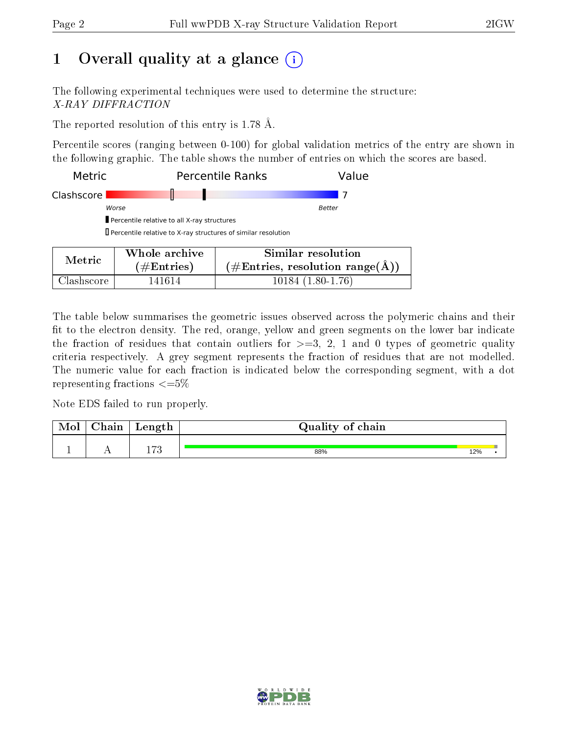# 1 Overall quality at a glance

The following experimental techniques were used to determine the structure:
*X-RAY DIFFRACTION*

The reported resolution of this entry is 1.78 Å.

Percentile scores (ranging between 0-100) for global validation metrics of the entry are shown in the following graphic. The table shows the number of entries on which the scores are based.

| Metric | Percentile Ranks | Value |
|---|---|---|
| Clashscore | | 7 |

Worse — Better

▮ Percentile relative to all X-ray structures
▯ Percentile relative to X-ray structures of similar resolution

| Metric | Whole archive (#Entries) | Similar resolution (#Entries, resolution range(Å)) |
|---|---|---|
| Clashscore | 141614 | 10184 (1.80-1.76) |

The table below summarises the geometric issues observed across the polymeric chains and their fit to the electron density. The red, orange, yellow and green segments on the lower bar indicate the fraction of residues that contain outliers for >=3, 2, 1 and 0 types of geometric quality criteria respectively. A grey segment represents the fraction of residues that are not modelled. The numeric value for each fraction is indicated below the corresponding segment, with a dot representing fractions <=5%

Note EDS failed to run properly.

| Mol | Chain | Length | Quality of chain |
|---|---|---|---|
| 1 | A | 173 | 88% 12% • |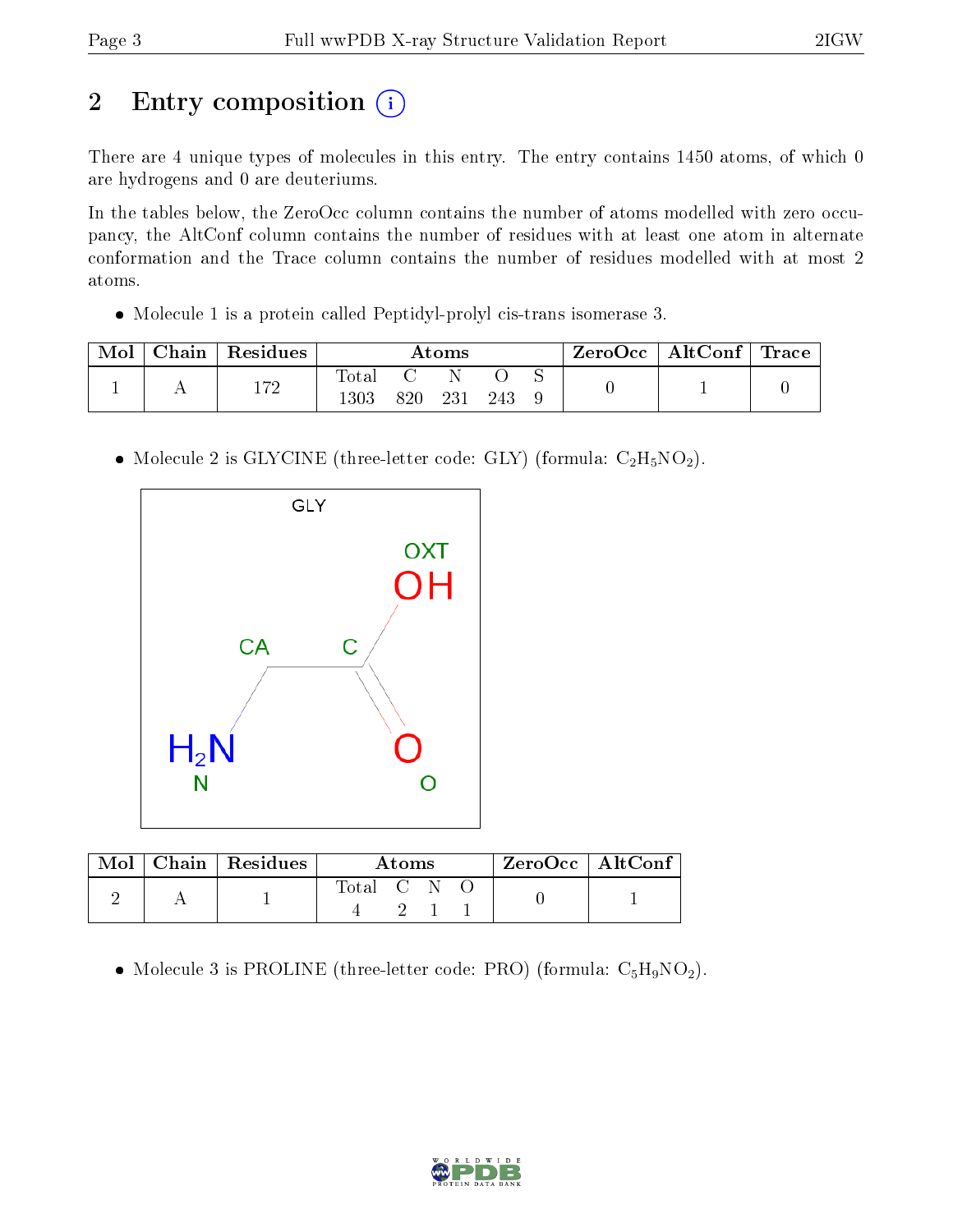## 2 Entry composition (i)

There are 4 unique types of molecules in this entry. The entry contains 1450 atoms, of which 0 are hydrogens and 0 are deuteriums.

In the tables below, the ZeroOcc column contains the number of atoms modelled with zero occupancy, the AltConf column contains the number of residues with at least one atom in alternate conformation and the Trace column contains the number of residues modelled with at most 2 atoms.

- Molecule 1 is a protein called Peptidyl-prolyl cis-trans isomerase 3.

| Mol | Chain | Residues | Atoms | | | | | ZeroOcc | AltConf | Trace |
|---|---|---|---|---|---|---|---|---|---|---|
| | | | Total | C | N | O | S | | | |
| 1 | A | 172 | 1303 | 820 | 231 | 243 | 9 | 0 | 1 | 0 |

- Molecule 2 is GLYCINE (three-letter code: GLY) (formula: $C_2H_5NO_2$).

| Mol | Chain | Residues | Atoms | | | | ZeroOcc | AltConf |
|---|---|---|---|---|---|---|---|---|
| | | | Total | C | N | O | | |
| 2 | A | 1 | 4 | 2 | 1 | 1 | 0 | 1 |

- Molecule 3 is PROLINE (three-letter code: PRO) (formula: $C_5H_9NO_2$).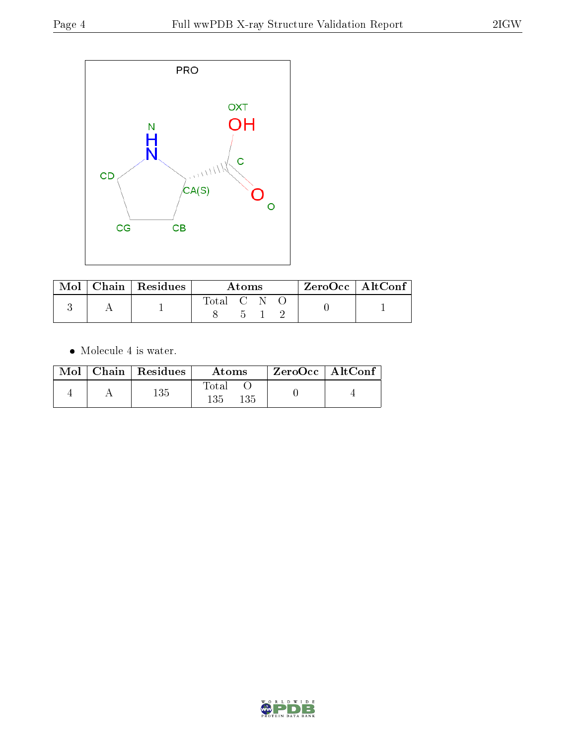| Mol | Chain | Residues | Atoms | | | | ZeroOcc | AltConf |
|---|---|---|---|---|---|---|---|---|
| | | | Total | C | N | O | | |
| 3 | A | 1 | 8 | 5 | 1 | 2 | 0 | 1 |

- Molecule 4 is water.

| Mol | Chain | Residues | Atoms | | ZeroOcc | AltConf |
|---|---|---|---|---|---|---|
| | | | Total | O | | |
| 4 | A | 135 | 135 | 135 | 0 | 4 |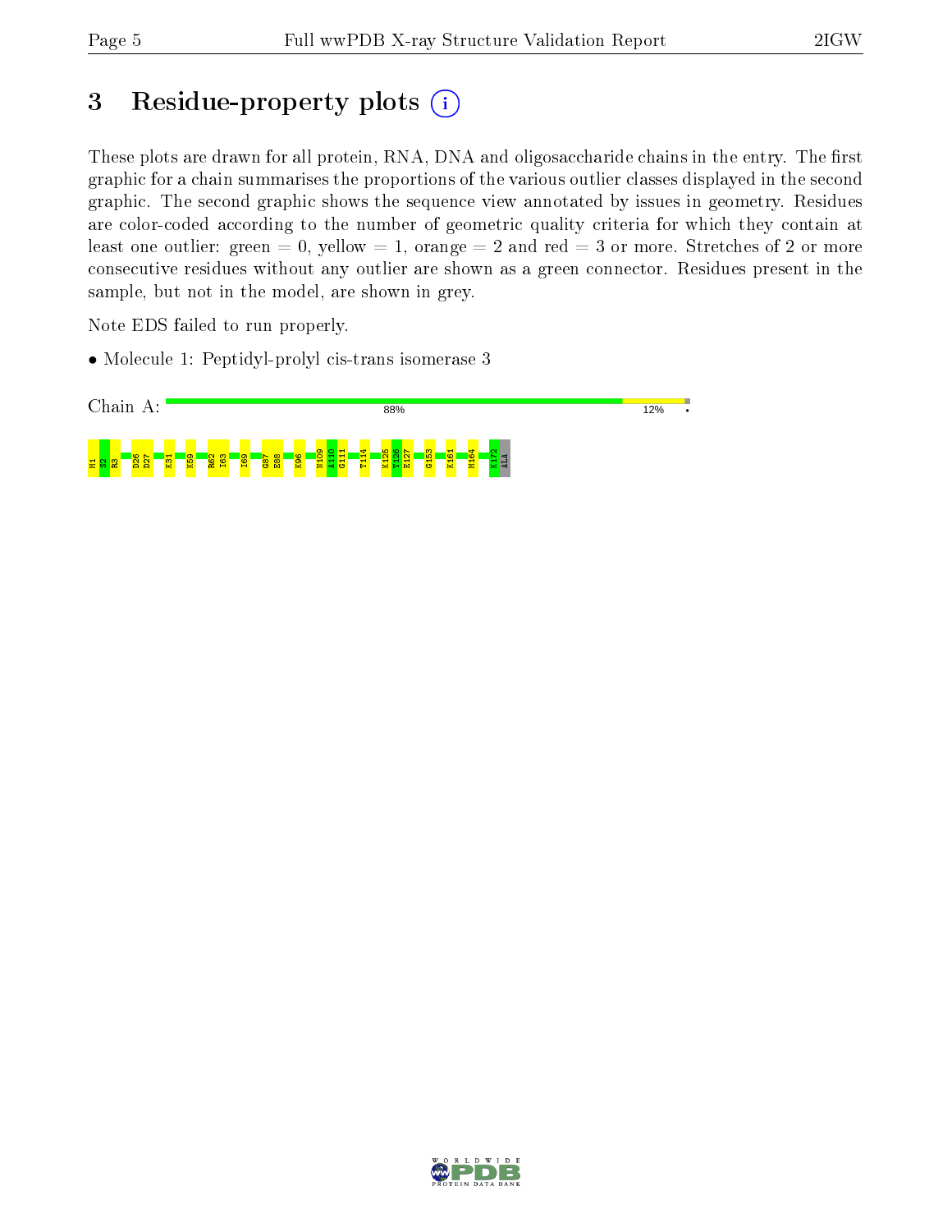# 3 Residue-property plots (i)

These plots are drawn for all protein, RNA, DNA and oligosaccharide chains in the entry. The first graphic for a chain summarises the proportions of the various outlier classes displayed in the second graphic. The second graphic shows the sequence view annotated by issues in geometry. Residues are color-coded according to the number of geometric quality criteria for which they contain at least one outlier: green = 0, yellow = 1, orange = 2 and red = 3 or more. Stretches of 2 or more consecutive residues without any outlier are shown as a green connector. Residues present in the sample, but not in the model, are shown in grey.

Note EDS failed to run properly.

- Molecule 1: Peptidyl-prolyl cis-trans isomerase 3

Chain A: 88% 12% •

M1 S2 K3 D26 D27 K31 K59 R62 I63 I69 G87 E88 K96 N109 A110 G111 T114 K125 T126 E127 G153 K161 M164 K172 ALA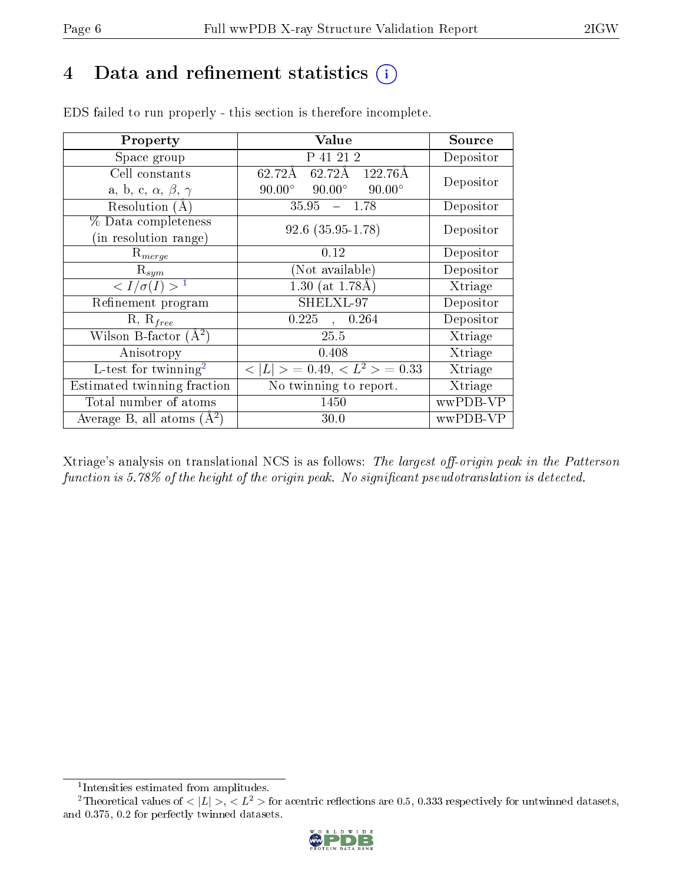# 4 Data and refinement statistics (i)

EDS failed to run properly - this section is therefore incomplete.

| Property | Value | Source |
|---|---|---|
| Space group | P 41 21 2 | Depositor |
| Cell constants<br>a, b, c, $\alpha$, $\beta$, $\gamma$ | 62.72Å 62.72Å 122.76Å<br>90.00° 90.00° 90.00° | Depositor |
| Resolution (Å) | 35.95 – 1.78 | Depositor |
| % Data completeness<br>(in resolution range) | 92.6 (35.95-1.78) | Depositor |
| $R_{merge}$ | 0.12 | Depositor |
| $R_{sym}$ | (Not available) | Depositor |
| $< I/\sigma(I) >$ [1] | 1.30 (at 1.78Å) | Xtriage |
| Refinement program | SHELXL-97 | Depositor |
| R, $R_{free}$ | 0.225 , 0.264 | Depositor |
| Wilson B-factor (Å$^2$) | 25.5 | Xtriage |
| Anisotropy | 0.408 | Xtriage |
| L-test for twinning[2] | $< \|L\| > = 0.49$, $< L^2 > = 0.33$ | Xtriage |
| Estimated twinning fraction | No twinning to report. | Xtriage |
| Total number of atoms | 1450 | wwPDB-VP |
| Average B, all atoms (Å$^2$) | 30.0 | wwPDB-VP |

Xtriage's analysis on translational NCS is as follows: *The largest off-origin peak in the Patterson function is 5.78% of the height of the origin peak. No significant pseudotranslation is detected.*

[1] Intensities estimated from amplitudes.

[2] Theoretical values of $< |L| >$, $< L^2 >$ for acentric reflections are 0.5, 0.333 respectively for untwinned datasets, and 0.375, 0.2 for perfectly twinned datasets.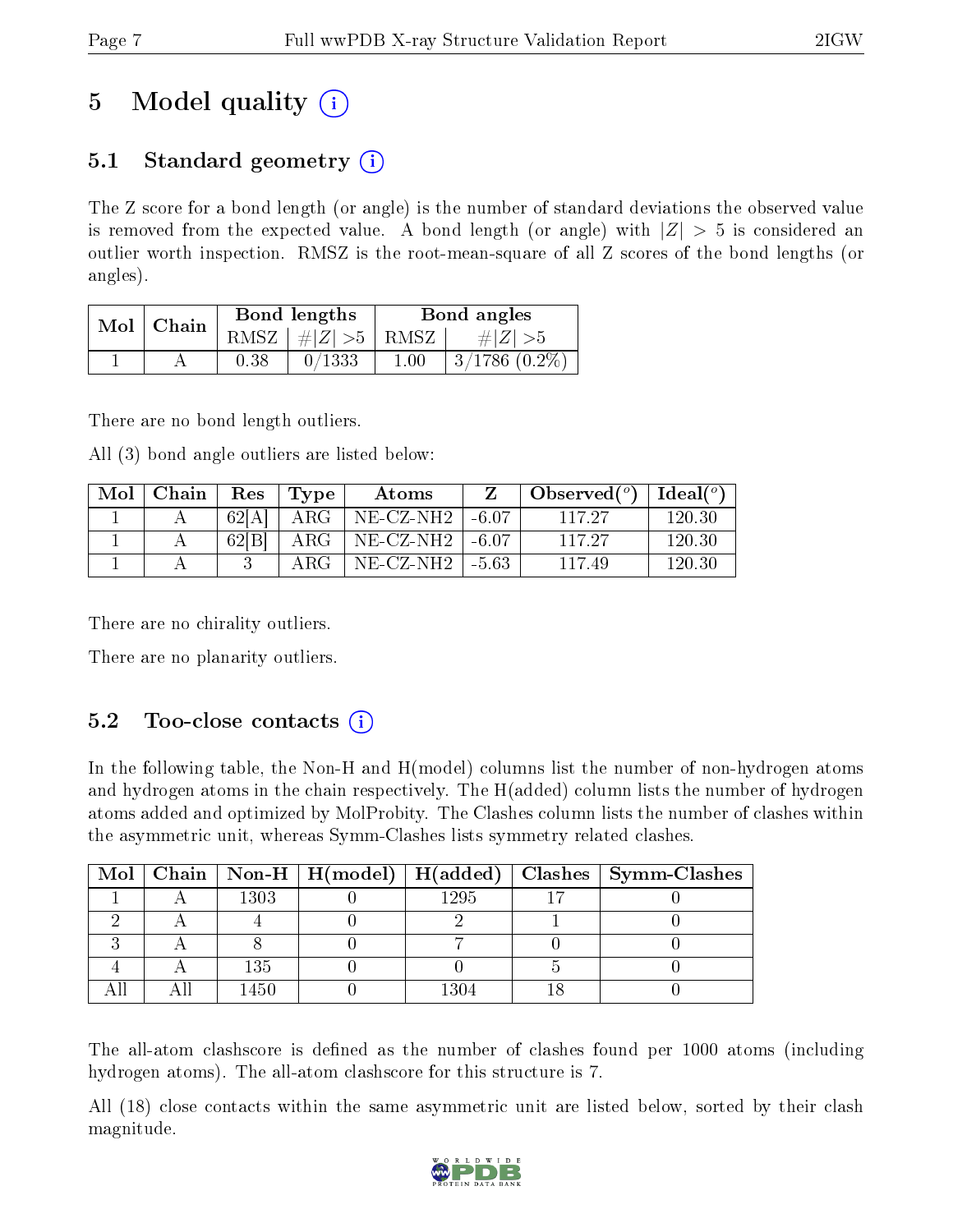# 5 Model quality

## 5.1 Standard geometry

The Z score for a bond length (or angle) is the number of standard deviations the observed value is removed from the expected value. A bond length (or angle) with $|Z| > 5$ is considered an outlier worth inspection. RMSZ is the root-mean-square of all Z scores of the bond lengths (or angles).

| Mol | Chain | Bond lengths | | Bond angles | |
|---|---|---|---|---|---|
| | | RMSZ | $\#\|Z\| > 5$ | RMSZ | $\#\|Z\| > 5$ |
| 1 | A | 0.38 | 0/1333 | 1.00 | 3/1786 (0.2%) |

There are no bond length outliers.

All (3) bond angle outliers are listed below:

| Mol | Chain | Res | Type | Atoms | Z | Observed(°) | Ideal(°) |
|---|---|---|---|---|---|---|---|
| 1 | A | 62[A] | ARG | NE-CZ-NH2 | -6.07 | 117.27 | 120.30 |
| 1 | A | 62[B] | ARG | NE-CZ-NH2 | -6.07 | 117.27 | 120.30 |
| 1 | A | 3 | ARG | NE-CZ-NH2 | -5.63 | 117.49 | 120.30 |

There are no chirality outliers.

There are no planarity outliers.

## 5.2 Too-close contacts

In the following table, the Non-H and H(model) columns list the number of non-hydrogen atoms and hydrogen atoms in the chain respectively. The H(added) column lists the number of hydrogen atoms added and optimized by MolProbity. The Clashes column lists the number of clashes within the asymmetric unit, whereas Symm-Clashes lists symmetry related clashes.

| Mol | Chain | Non-H | H(model) | H(added) | Clashes | Symm-Clashes |
|---|---|---|---|---|---|---|
| 1 | A | 1303 | 0 | 1295 | 17 | 0 |
| 2 | A | 4 | 0 | 2 | 1 | 0 |
| 3 | A | 8 | 0 | 7 | 0 | 0 |
| 4 | A | 135 | 0 | 0 | 5 | 0 |
| All | All | 1450 | 0 | 1304 | 18 | 0 |

The all-atom clashscore is defined as the number of clashes found per 1000 atoms (including hydrogen atoms). The all-atom clashscore for this structure is 7.

All (18) close contacts within the same asymmetric unit are listed below, sorted by their clash magnitude.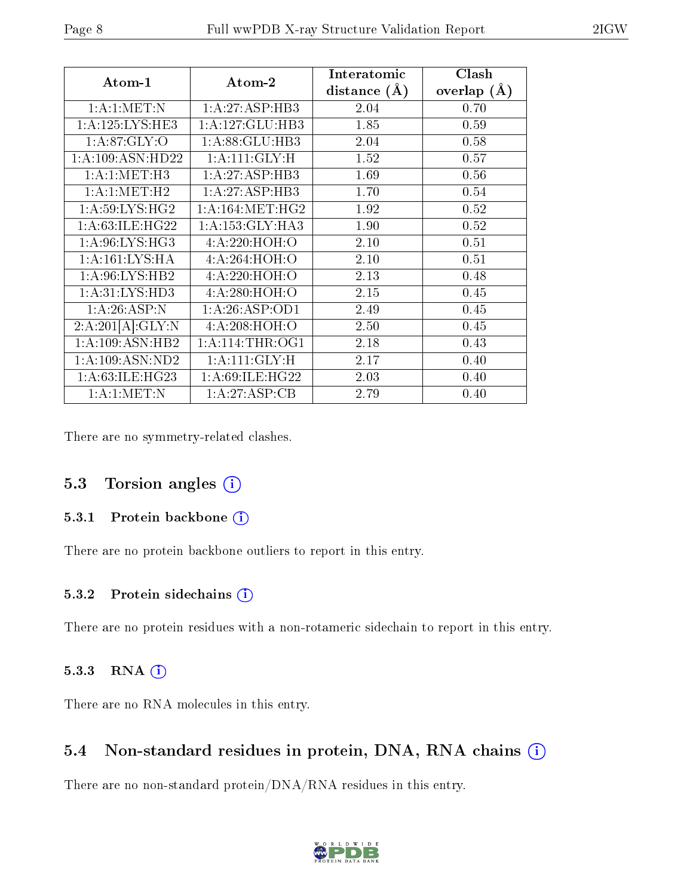| Atom-1 | Atom-2 | Interatomic distance (Å) | Clash overlap (Å) |
|---|---|---|---|
| 1:A:1:MET:N | 1:A:27:ASP:HB3 | 2.04 | 0.70 |
| 1:A:125:LYS:HE3 | 1:A:127:GLU:HB3 | 1.85 | 0.59 |
| 1:A:87:GLY:O | 1:A:88:GLU:HB3 | 2.04 | 0.58 |
| 1:A:109:ASN:HD22 | 1:A:111:GLY:H | 1.52 | 0.57 |
| 1:A:1:MET:H3 | 1:A:27:ASP:HB3 | 1.69 | 0.56 |
| 1:A:1:MET:H2 | 1:A:27:ASP:HB3 | 1.70 | 0.54 |
| 1:A:59:LYS:HG2 | 1:A:164:MET:HG2 | 1.92 | 0.52 |
| 1:A:63:ILE:HG22 | 1:A:153:GLY:HA3 | 1.90 | 0.52 |
| 1:A:96:LYS:HG3 | 4:A:220:HOH:O | 2.10 | 0.51 |
| 1:A:161:LYS:HA | 4:A:264:HOH:O | 2.10 | 0.51 |
| 1:A:96:LYS:HB2 | 4:A:220:HOH:O | 2.13 | 0.48 |
| 1:A:31:LYS:HD3 | 4:A:280:HOH:O | 2.15 | 0.45 |
| 1:A:26:ASP:N | 1:A:26:ASP:OD1 | 2.49 | 0.45 |
| 2:A:201[A]:GLY:N | 4:A:208:HOH:O | 2.50 | 0.45 |
| 1:A:109:ASN:HB2 | 1:A:114:THR:OG1 | 2.18 | 0.43 |
| 1:A:109:ASN:ND2 | 1:A:111:GLY:H | 2.17 | 0.40 |
| 1:A:63:ILE:HG23 | 1:A:69:ILE:HG22 | 2.03 | 0.40 |
| 1:A:1:MET:N | 1:A:27:ASP:CB | 2.79 | 0.40 |

There are no symmetry-related clashes.

## 5.3 Torsion angles

### 5.3.1 Protein backbone

There are no protein backbone outliers to report in this entry.

### 5.3.2 Protein sidechains

There are no protein residues with a non-rotameric sidechain to report in this entry.

### 5.3.3 RNA

There are no RNA molecules in this entry.

## 5.4 Non-standard residues in protein, DNA, RNA chains

There are no non-standard protein/DNA/RNA residues in this entry.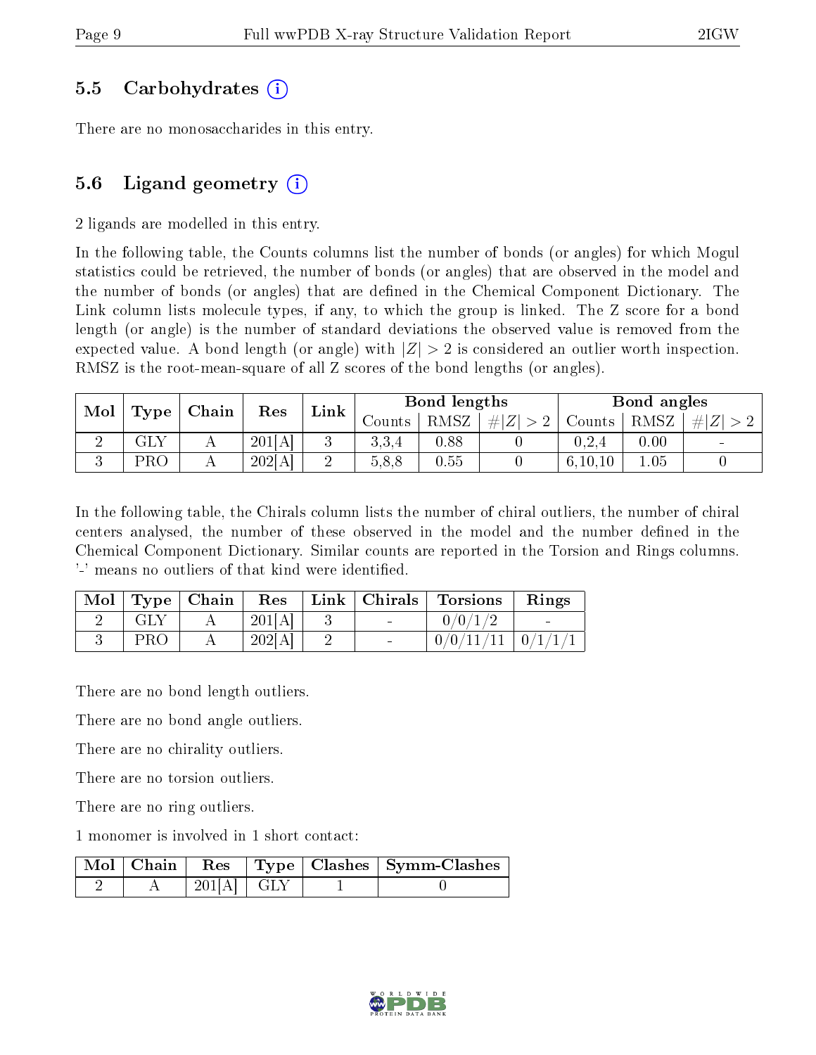### 5.5 Carbohydrates (i)

There are no monosaccharides in this entry.

### 5.6 Ligand geometry (i)

2 ligands are modelled in this entry.

In the following table, the Counts columns list the number of bonds (or angles) for which Mogul statistics could be retrieved, the number of bonds (or angles) that are observed in the model and the number of bonds (or angles) that are defined in the Chemical Component Dictionary. The Link column lists molecule types, if any, to which the group is linked. The Z score for a bond length (or angle) is the number of standard deviations the observed value is removed from the expected value. A bond length (or angle) with $|Z| > 2$ is considered an outlier worth inspection. RMSZ is the root-mean-square of all Z scores of the bond lengths (or angles).

| Mol | Type | Chain | Res | Link | Bond lengths | | | Bond angles | | |
|---|---|---|---|---|---|---|---|---|---|---|
| | | | | | Counts | RMSZ | $\#\|Z\| > 2$ | Counts | RMSZ | $\#\|Z\| > 2$ |
| 2 | GLY | A | 201[A] | 3 | 3,3,4 | 0.88 | 0 | 0,2,4 | 0.00 | - |
| 3 | PRO | A | 202[A] | 2 | 5,8,8 | 0.55 | 0 | 6,10,10 | 1.05 | 0 |

In the following table, the Chirals column lists the number of chiral outliers, the number of chiral centers analysed, the number of these observed in the model and the number defined in the Chemical Component Dictionary. Similar counts are reported in the Torsion and Rings columns. '-' means no outliers of that kind were identified.

| Mol | Type | Chain | Res | Link | Chirals | Torsions | Rings |
|---|---|---|---|---|---|---|---|
| 2 | GLY | A | 201[A] | 3 | - | 0/0/1/2 | - |
| 3 | PRO | A | 202[A] | 2 | - | 0/0/11/11 | 0/1/1/1 |

There are no bond length outliers.

There are no bond angle outliers.

There are no chirality outliers.

There are no torsion outliers.

There are no ring outliers.

1 monomer is involved in 1 short contact:

| Mol | Chain | Res | Type | Clashes | Symm-Clashes |
|---|---|---|---|---|---|
| 2 | A | 201[A] | GLY | 1 | 0 |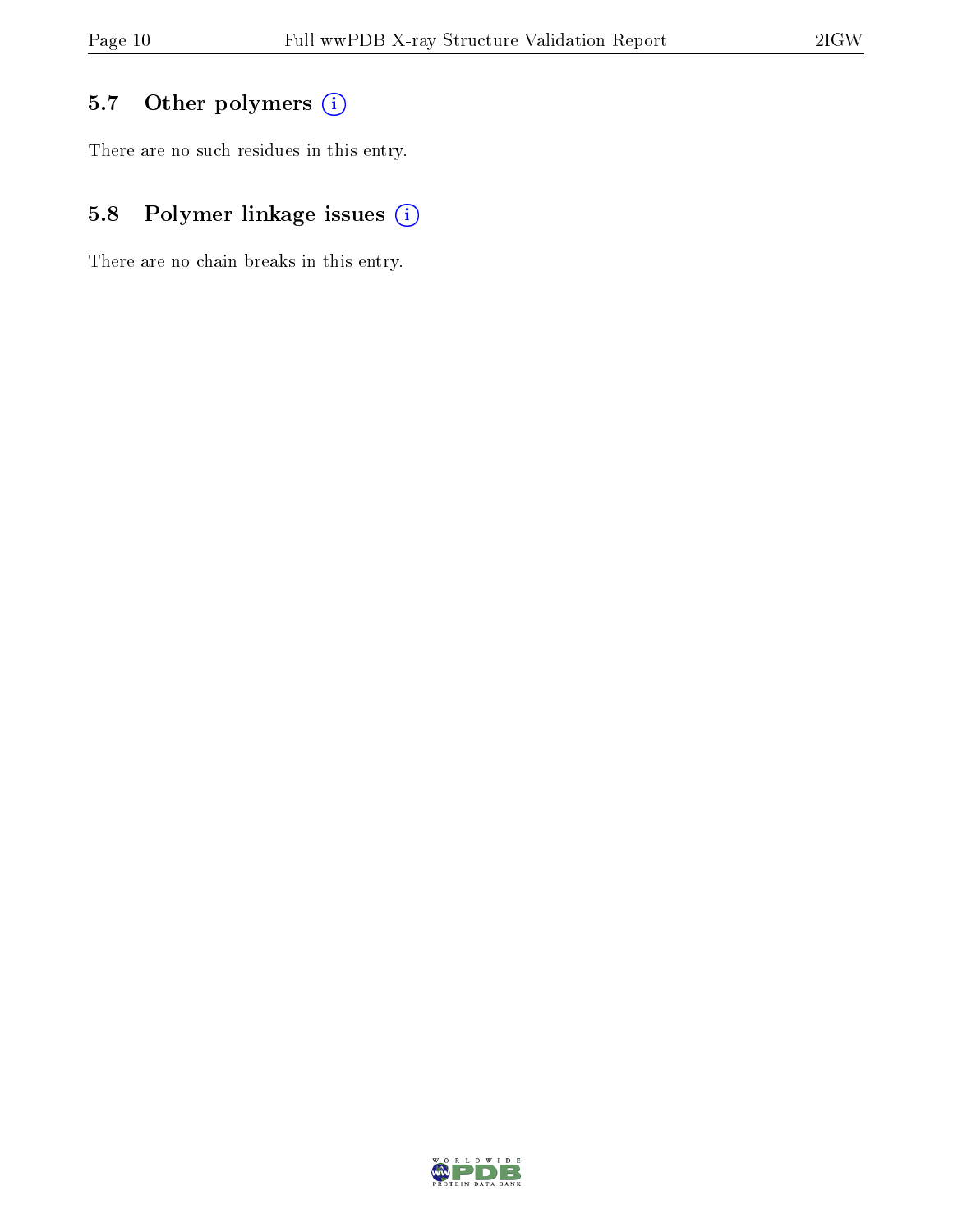### 5.7 Other polymers

There are no such residues in this entry.

### 5.8 Polymer linkage issues

There are no chain breaks in this entry.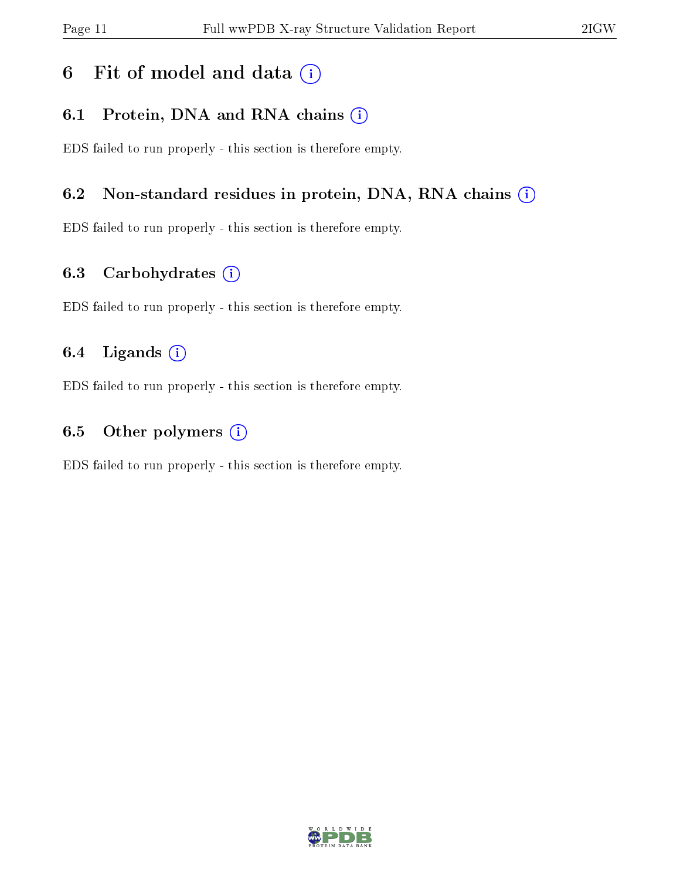# 6 Fit of model and data

## 6.1 Protein, DNA and RNA chains

EDS failed to run properly - this section is therefore empty.

## 6.2 Non-standard residues in protein, DNA, RNA chains

EDS failed to run properly - this section is therefore empty.

## 6.3 Carbohydrates

EDS failed to run properly - this section is therefore empty.

## 6.4 Ligands

EDS failed to run properly - this section is therefore empty.

## 6.5 Other polymers

EDS failed to run properly - this section is therefore empty.